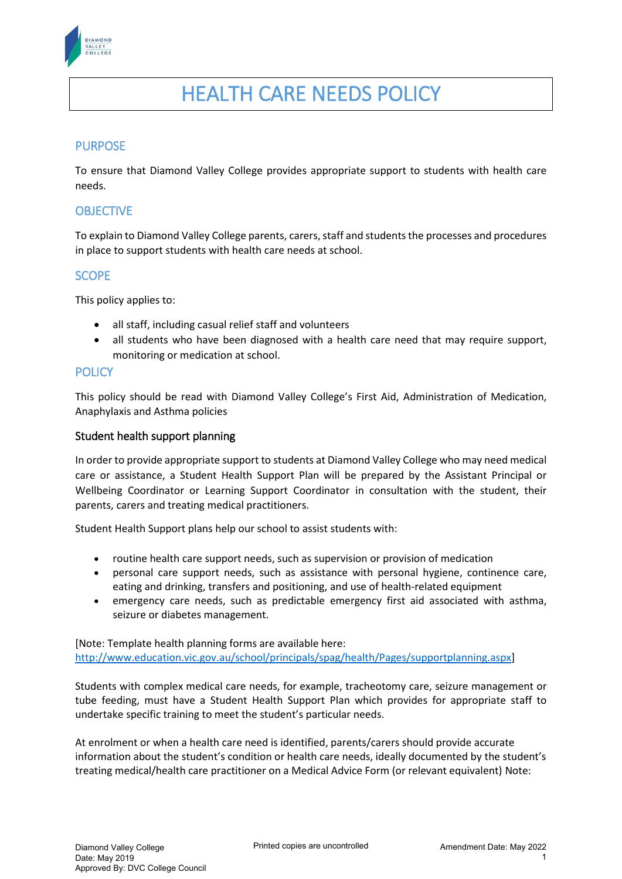# HEALTH CARE NEEDS POLICY

## PURPOSE

To ensure that Diamond Valley College provides appropriate support to students with health care needs.

## OBJECTIVE

To explain to Diamond Valley College parents, carers, staff and students the processes and procedures in place to support students with health care needs at school.

## SCOPE

This policy applies to:

- all staff, including casual relief staff and volunteers
- all students who have been diagnosed with a health care need that may require support, monitoring or medication at school.

## POLICY

This policy should be read with Diamond Valley College's First Aid, Administration of Medication, Anaphylaxis and Asthma policies

### Student health support planning

In order to provide appropriate support to students at Diamond Valley College who may need medical care or assistance, a Student Health Support Plan will be prepared by the Assistant Principal or Wellbeing Coordinator or Learning Support Coordinator in consultation with the student, their parents, carers and treating medical practitioners.

Student Health Support plans help our school to assist students with:

- routine health care support needs, such as supervision or provision of medication
- personal care support needs, such as assistance with personal hygiene, continence care, eating and drinking, transfers and positioning, and use of health-related equipment
- emergency care needs, such as predictable emergency first aid associated with asthma, seizure or diabetes management.

[Note: Template health planning forms are available here: http://www.education.vic.gov.au/school/principals/spag/health/Pages/supportplanning.aspx]

Students with complex medical care needs, for example, tracheotomy care, seizure management or tube feeding, must have a Student Health Support Plan which provides for appropriate staff to undertake specific training to meet the student's particular needs.

At enrolment or when a health care need is identified, parents/carers should provide accurate information about the student's condition or health care needs, ideally documented by the student's treating medical/health care practitioner on a Medical Advice Form (or relevant equivalent) Note:

Diamond Valley College
Date: May 2019
Approved By: DVC College Council

Printed copies are uncontrolled

Amendment Date: May 2022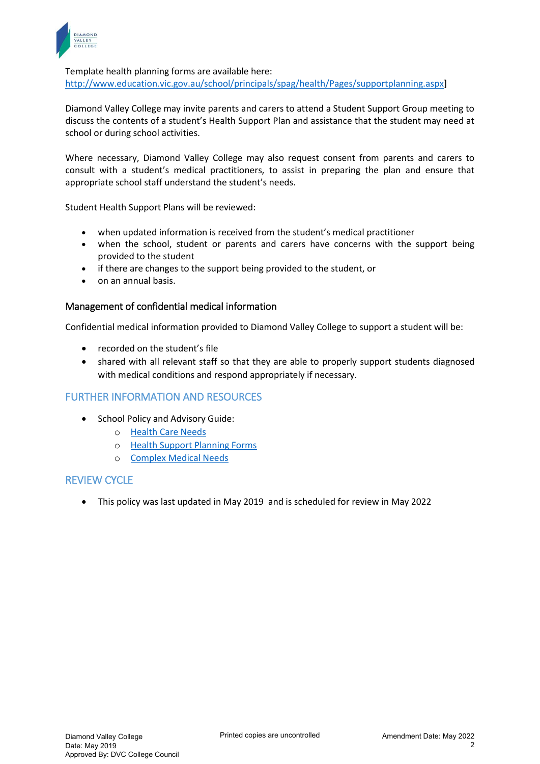Template health planning forms are available here: [http://www.education.vic.gov.au/school/principals/spag/health/Pages/supportplanning.aspx](http://www.education.vic.gov.au/school/principals/spag/health/Pages/supportplanning.aspx)]

Diamond Valley College may invite parents and carers to attend a Student Support Group meeting to discuss the contents of a student's Health Support Plan and assistance that the student may need at school or during school activities.

Where necessary, Diamond Valley College may also request consent from parents and carers to consult with a student's medical practitioners, to assist in preparing the plan and ensure that appropriate school staff understand the student's needs.

Student Health Support Plans will be reviewed:

- when updated information is received from the student's medical practitioner
- when the school, student or parents and carers have concerns with the support being provided to the student
- if there are changes to the support being provided to the student, or
- on an annual basis.

### Management of confidential medical information

Confidential medical information provided to Diamond Valley College to support a student will be:

- recorded on the student's file
- shared with all relevant staff so that they are able to properly support students diagnosed with medical conditions and respond appropriately if necessary.

## FURTHER INFORMATION AND RESOURCES

- School Policy and Advisory Guide:
  - Health Care Needs
  - Health Support Planning Forms
  - Complex Medical Needs

## REVIEW CYCLE

- This policy was last updated in May 2019 and is scheduled for review in May 2022